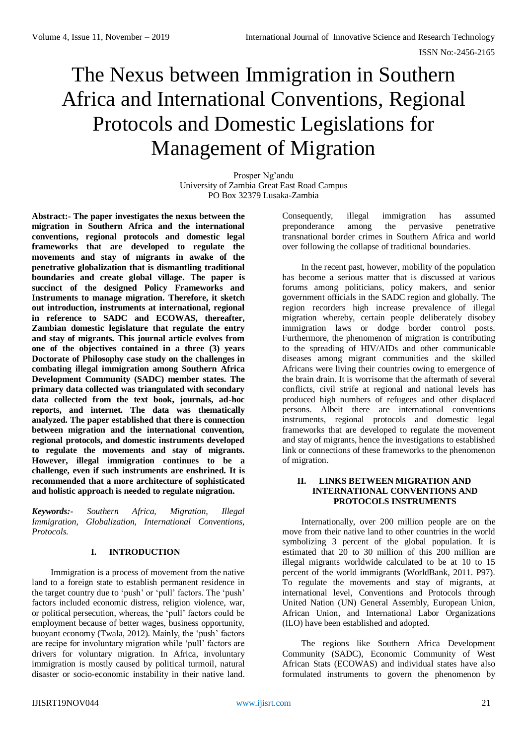# The Nexus between Immigration in Southern Africa and International Conventions, Regional Protocols and Domestic Legislations for Management of Migration

Prosper Ng'andu
University of Zambia Great East Road Campus
PO Box 32379 Lusaka-Zambia

**Abstract:- The paper investigates the nexus between the migration in Southern Africa and the international conventions, regional protocols and domestic legal frameworks that are developed to regulate the movements and stay of migrants in awake of the penetrative globalization that is dismantling traditional boundaries and create global village. The paper is succinct of the designed Policy Frameworks and Instruments to manage migration. Therefore, it sketch out introduction, instruments at international, regional in reference to SADC and ECOWAS, thereafter, Zambian domestic legislature that regulate the entry and stay of migrants. This journal article evolves from one of the objectives contained in a three (3) years Doctorate of Philosophy case study on the challenges in combating illegal immigration among Southern Africa Development Community (SADC) member states. The primary data collected was triangulated with secondary data collected from the text book, journals, ad-hoc reports, and internet. The data was thematically analyzed. The paper established that there is connection between migration and the international convention, regional protocols, and domestic instruments developed to regulate the movements and stay of migrants. However, illegal immigration continues to be a challenge, even if such instruments are enshrined. It is recommended that a more architecture of sophisticated and holistic approach is needed to regulate migration.**

***Keywords:-*** *Southern Africa, Migration, Illegal Immigration, Globalization, International Conventions, Protocols.*

## I. INTRODUCTION

Immigration is a process of movement from the native land to a foreign state to establish permanent residence in the target country due to 'push' or 'pull' factors. The 'push' factors included economic distress, religion violence, war, or political persecution, whereas, the 'pull' factors could be employment because of better wages, business opportunity, buoyant economy (Twala, 2012). Mainly, the 'push' factors are recipe for involuntary migration while 'pull' factors are drivers for voluntary migration. In Africa, involuntary immigration is mostly caused by political turmoil, natural disaster or socio-economic instability in their native land. Consequently, illegal immigration has assumed preponderance among the pervasive penetrative transnational border crimes in Southern Africa and world over following the collapse of traditional boundaries.

In the recent past, however, mobility of the population has become a serious matter that is discussed at various forums among politicians, policy makers, and senior government officials in the SADC region and globally. The region recorders high increase prevalence of illegal migration whereby, certain people deliberately disobey immigration laws or dodge border control posts. Furthermore, the phenomenon of migration is contributing to the spreading of HIV/AIDs and other communicable diseases among migrant communities and the skilled Africans were living their countries owing to emergence of the brain drain. It is worrisome that the aftermath of several conflicts, civil strife at regional and national levels has produced high numbers of refugees and other displaced persons. Albeit there are international conventions instruments, regional protocols and domestic legal frameworks that are developed to regulate the movement and stay of migrants, hence the investigations to established link or connections of these frameworks to the phenomenon of migration.

## II. LINKS BETWEEN MIGRATION AND INTERNATIONAL CONVENTIONS AND PROTOCOLS INSTRUMENTS

Internationally, over 200 million people are on the move from their native land to other countries in the world symbolizing 3 percent of the global population. It is estimated that 20 to 30 million of this 200 million are illegal migrants worldwide calculated to be at 10 to 15 percent of the world immigrants (WorldBank, 2011. P97). To regulate the movements and stay of migrants, at international level, Conventions and Protocols through United Nation (UN) General Assembly, European Union, African Union, and International Labor Organizations (ILO) have been established and adopted.

The regions like Southern Africa Development Community (SADC), Economic Community of West African Stats (ECOWAS) and individual states have also formulated instruments to govern the phenomenon by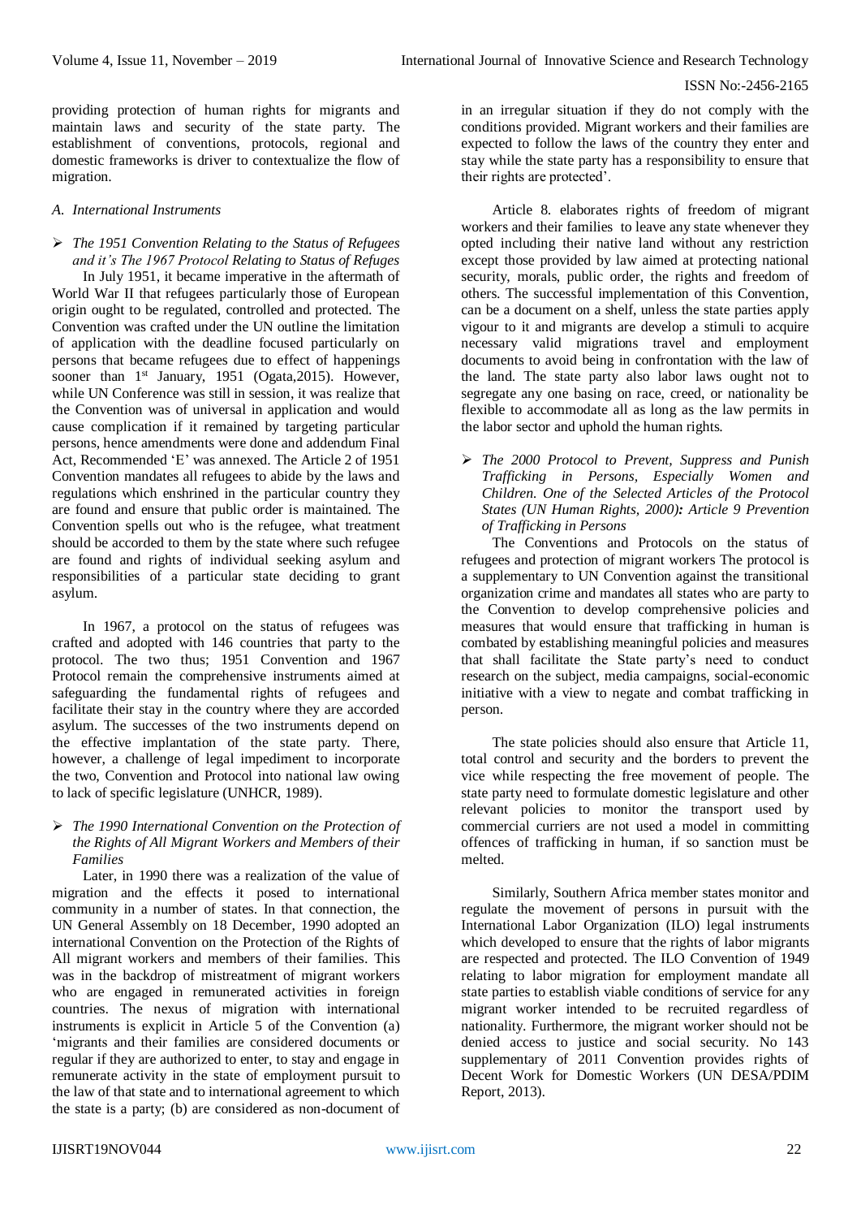providing protection of human rights for migrants and maintain laws and security of the state party. The establishment of conventions, protocols, regional and domestic frameworks is driver to contextualize the flow of migration.

### *A. International Instruments*

- ***The 1951 Convention Relating to the Status of Refugees and it's The 1967 Protocol Relating to Status of Refuges***

In July 1951, it became imperative in the aftermath of World War II that refugees particularly those of European origin ought to be regulated, controlled and protected. The Convention was crafted under the UN outline the limitation of application with the deadline focused particularly on persons that became refugees due to effect of happenings sooner than 1st January, 1951 (Ogata,2015). However, while UN Conference was still in session, it was realize that the Convention was of universal in application and would cause complication if it remained by targeting particular persons, hence amendments were done and addendum Final Act, Recommended 'E' was annexed. The Article 2 of 1951 Convention mandates all refugees to abide by the laws and regulations which enshrined in the particular country they are found and ensure that public order is maintained. The Convention spells out who is the refugee, what treatment should be accorded to them by the state where such refugee are found and rights of individual seeking asylum and responsibilities of a particular state deciding to grant asylum.

In 1967, a protocol on the status of refugees was crafted and adopted with 146 countries that party to the protocol. The two thus; 1951 Convention and 1967 Protocol remain the comprehensive instruments aimed at safeguarding the fundamental rights of refugees and facilitate their stay in the country where they are accorded asylum. The successes of the two instruments depend on the effective implantation of the state party. There, however, a challenge of legal impediment to incorporate the two, Convention and Protocol into national law owing to lack of specific legislature (UNHCR, 1989).

- ***The 1990 International Convention on the Protection of the Rights of All Migrant Workers and Members of their Families***

Later, in 1990 there was a realization of the value of migration and the effects it posed to international community in a number of states. In that connection, the UN General Assembly on 18 December, 1990 adopted an international Convention on the Protection of the Rights of All migrant workers and members of their families. This was in the backdrop of mistreatment of migrant workers who are engaged in remunerated activities in foreign countries. The nexus of migration with international instruments is explicit in Article 5 of the Convention (a) 'migrants and their families are considered documents or regular if they are authorized to enter, to stay and engage in remunerate activity in the state of employment pursuit to the law of that state and to international agreement to which the state is a party; (b) are considered as non-document of in an irregular situation if they do not comply with the conditions provided. Migrant workers and their families are expected to follow the laws of the country they enter and stay while the state party has a responsibility to ensure that their rights are protected'.

Article 8. elaborates rights of freedom of migrant workers and their families to leave any state whenever they opted including their native land without any restriction except those provided by law aimed at protecting national security, morals, public order, the rights and freedom of others. The successful implementation of this Convention, can be a document on a shelf, unless the state parties apply vigour to it and migrants are develop a stimuli to acquire necessary valid migrations travel and employment documents to avoid being in confrontation with the law of the land. The state party also labor laws ought not to segregate any one basing on race, creed, or nationality be flexible to accommodate all as long as the law permits in the labor sector and uphold the human rights.

- ***The 2000 Protocol to Prevent, Suppress and Punish Trafficking in Persons, Especially Women and Children. One of the Selected Articles of the Protocol States (UN Human Rights, 2000): Article 9 Prevention of Trafficking in Persons***

The Conventions and Protocols on the status of refugees and protection of migrant workers The protocol is a supplementary to UN Convention against the transitional organization crime and mandates all states who are party to the Convention to develop comprehensive policies and measures that would ensure that trafficking in human is combated by establishing meaningful policies and measures that shall facilitate the State party's need to conduct research on the subject, media campaigns, social-economic initiative with a view to negate and combat trafficking in person.

The state policies should also ensure that Article 11, total control and security and the borders to prevent the vice while respecting the free movement of people. The state party need to formulate domestic legislature and other relevant policies to monitor the transport used by commercial curriers are not used a model in committing offences of trafficking in human, if so sanction must be melted.

Similarly, Southern Africa member states monitor and regulate the movement of persons in pursuit with the International Labor Organization (ILO) legal instruments which developed to ensure that the rights of labor migrants are respected and protected. The ILO Convention of 1949 relating to labor migration for employment mandate all state parties to establish viable conditions of service for any migrant worker intended to be recruited regardless of nationality. Furthermore, the migrant worker should not be denied access to justice and social security. No 143 supplementary of 2011 Convention provides rights of Decent Work for Domestic Workers (UN DESA/PDIM Report, 2013).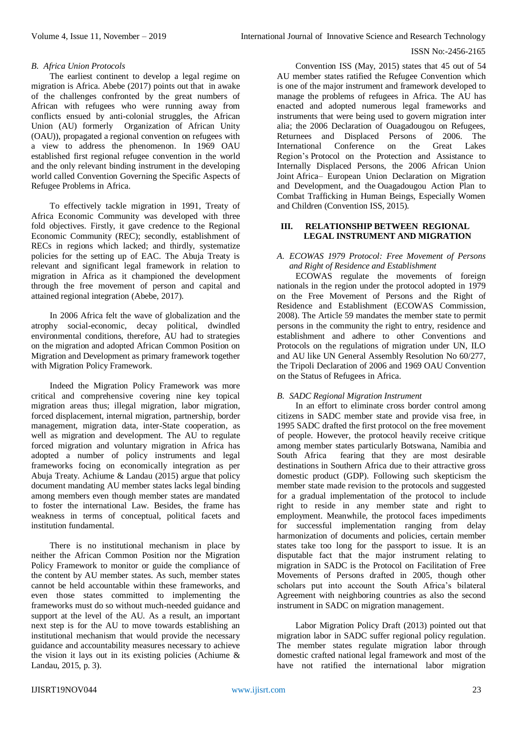### B. *Africa Union Protocols*

The earliest continent to develop a legal regime on migration is Africa. Abebe (2017) points out that in awake of the challenges confronted by the great numbers of African with refugees who were running away from conflicts ensued by anti-colonial struggles, the African Union (AU) formerly Organization of African Unity (OAU)), propagated a regional convention on refugees with a view to address the phenomenon. In 1969 OAU established first regional refugee convention in the world and the only relevant binding instrument in the developing world called Convention Governing the Specific Aspects of Refugee Problems in Africa.

To effectively tackle migration in 1991, Treaty of Africa Economic Community was developed with three fold objectives. Firstly, it gave credence to the Regional Economic Community (REC); secondly, establishment of RECs in regions which lacked; and thirdly, systematize policies for the setting up of EAC. The Abuja Treaty is relevant and significant legal framework in relation to migration in Africa as it championed the development through the free movement of person and capital and attained regional integration (Abebe, 2017).

In 2006 Africa felt the wave of globalization and the atrophy social-economic, decay political, dwindled environmental conditions, therefore, AU had to strategies on the migration and adopted African Common Position on Migration and Development as primary framework together with Migration Policy Framework.

Indeed the Migration Policy Framework was more critical and comprehensive covering nine key topical migration areas thus; illegal migration, labor migration, forced displacement, internal migration, partnership, border management, migration data, inter-State cooperation, as well as migration and development. The AU to regulate forced migration and voluntary migration in Africa has adopted a number of policy instruments and legal frameworks focing on economically integration as per Abuja Treaty. Achiume & Landau (2015) argue that policy document mandating AU member states lacks legal binding among members even though member states are mandated to foster the international Law. Besides, the frame has weakness in terms of conceptual, political facets and institution fundamental.

There is no institutional mechanism in place by neither the African Common Position nor the Migration Policy Framework to monitor or guide the compliance of the content by AU member states. As such, member states cannot be held accountable within these frameworks, and even those states committed to implementing the frameworks must do so without much-needed guidance and support at the level of the AU. As a result, an important next step is for the AU to move towards establishing an institutional mechanism that would provide the necessary guidance and accountability measures necessary to achieve the vision it lays out in its existing policies (Achiume & Landau, 2015, p. 3).

Convention ISS (May, 2015) states that 45 out of 54 AU member states ratified the Refugee Convention which is one of the major instrument and framework developed to manage the problems of refugees in Africa. The AU has enacted and adopted numerous legal frameworks and instruments that were being used to govern migration inter alia; the 2006 Declaration of Ouagadougou on Refugees, Returnees and Displaced Persons of 2006. The International Conference on the Great Lakes Region's Protocol on the Protection and Assistance to Internally Displaced Persons, the 2006 African Union Joint Africa– European Union Declaration on Migration and Development, and the Ouagadougou Action Plan to Combat Trafficking in Human Beings, Especially Women and Children (Convention ISS, 2015).

## III. RELATIONSHIP BETWEEN REGIONAL LEGAL INSTRUMENT AND MIGRATION

### A. *ECOWAS 1979 Protocol: Free Movement of Persons and Right of Residence and Establishment*

ECOWAS regulate the movements of foreign nationals in the region under the protocol adopted in 1979 on the Free Movement of Persons and the Right of Residence and Establishment (ECOWAS Commission, 2008). The Article 59 mandates the member state to permit persons in the community the right to entry, residence and establishment and adhere to other Conventions and Protocols on the regulations of migration under UN, ILO and AU like UN General Assembly Resolution No 60/277, the Tripoli Declaration of 2006 and 1969 OAU Convention on the Status of Refugees in Africa.

### B. *SADC Regional Migration Instrument*

In an effort to eliminate cross border control among citizens in SADC member state and provide visa free, in 1995 SADC drafted the first protocol on the free movement of people. However, the protocol heavily receive critique among member states particularly Botswana, Namibia and South Africa fearing that they are most desirable destinations in Southern Africa due to their attractive gross domestic product (GDP). Following such skepticism the member state made revision to the protocols and suggested for a gradual implementation of the protocol to include right to reside in any member state and right to employment. Meanwhile, the protocol faces impediments for successful implementation ranging from delay harmonization of documents and policies, certain member states take too long for the passport to issue. It is an disputable fact that the major instrument relating to migration in SADC is the Protocol on Facilitation of Free Movements of Persons drafted in 2005, though other scholars put into account the South Africa's bilateral Agreement with neighboring countries as also the second instrument in SADC on migration management.

Labor Migration Policy Draft (2013) pointed out that migration labor in SADC suffer regional policy regulation. The member states regulate migration labor through domestic crafted national legal framework and most of the have not ratified the international labor migration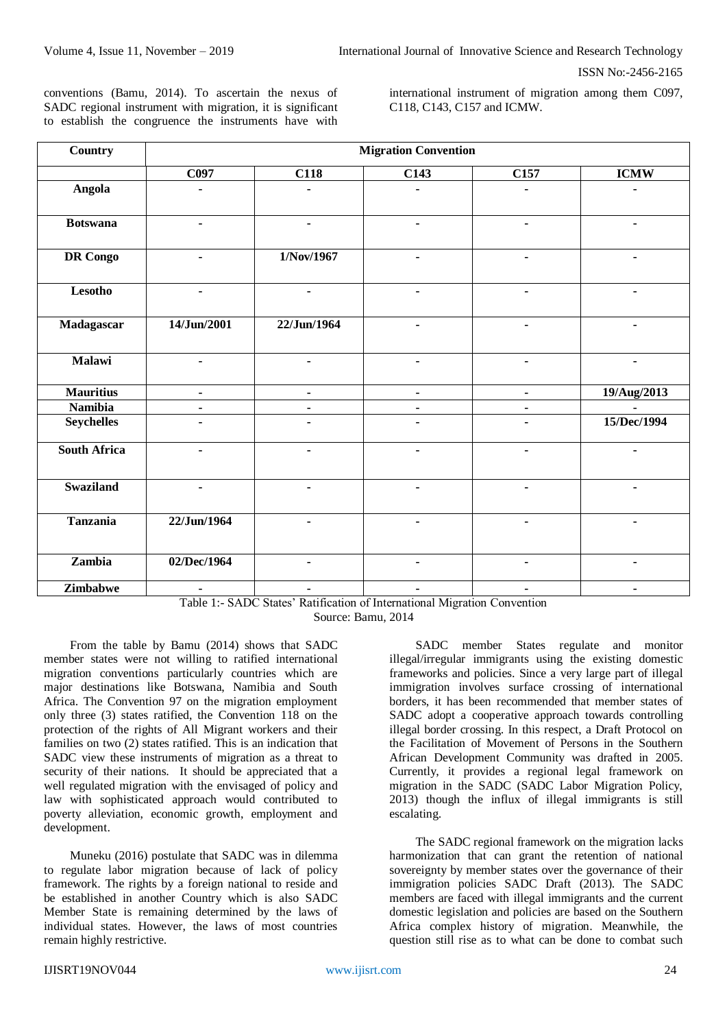conventions (Bamu, 2014). To ascertain the nexus of SADC regional instrument with migration, it is significant to establish the congruence the instruments have with international instrument of migration among them C097, C118, C143, C157 and ICMW.

| Country | Migration Convention | | | | |
|---|---|---|---|---|---|
| | C097 | C118 | C143 | C157 | ICMW |
| Angola | - | - | - | - | - |
| Botswana | - | - | - | - | - |
| DR Congo | - | 1/Nov/1967 | - | - | - |
| Lesotho | - | - | - | - | - |
| Madagascar | 14/Jun/2001 | 22/Jun/1964 | - | - | - |
| Malawi | - | - | - | - | - |
| Mauritius | - | - | - | - | 19/Aug/2013 |
| Namibia | - | - | - | - | - |
| Seychelles | - | - | - | - | 15/Dec/1994 |
| South Africa | - | - | - | - | - |
| Swaziland | - | - | - | - | - |
| Tanzania | 22/Jun/1964 | - | - | - | - |
| Zambia | 02/Dec/1964 | - | - | - | - |
| Zimbabwe | - | - | - | - | - |

Table 1:- SADC States' Ratification of International Migration Convention
Source: Bamu, 2014

From the table by Bamu (2014) shows that SADC member states were not willing to ratified international migration conventions particularly countries which are major destinations like Botswana, Namibia and South Africa. The Convention 97 on the migration employment only three (3) states ratified, the Convention 118 on the protection of the rights of All Migrant workers and their families on two (2) states ratified. This is an indication that SADC view these instruments of migration as a threat to security of their nations. It should be appreciated that a well regulated migration with the envisaged of policy and law with sophisticated approach would contributed to poverty alleviation, economic growth, employment and development.

Muneku (2016) postulate that SADC was in dilemma to regulate labor migration because of lack of policy framework. The rights by a foreign national to reside and be established in another Country which is also SADC Member State is remaining determined by the laws of individual states. However, the laws of most countries remain highly restrictive.

SADC member States regulate and monitor illegal/irregular immigrants using the existing domestic frameworks and policies. Since a very large part of illegal immigration involves surface crossing of international borders, it has been recommended that member states of SADC adopt a cooperative approach towards controlling illegal border crossing. In this respect, a Draft Protocol on the Facilitation of Movement of Persons in the Southern African Development Community was drafted in 2005. Currently, it provides a regional legal framework on migration in the SADC (SADC Labor Migration Policy, 2013) though the influx of illegal immigrants is still escalating.

The SADC regional framework on the migration lacks harmonization that can grant the retention of national sovereignty by member states over the governance of their immigration policies SADC Draft (2013). The SADC members are faced with illegal immigrants and the current domestic legislation and policies are based on the Southern Africa complex history of migration. Meanwhile, the question still rise as to what can be done to combat such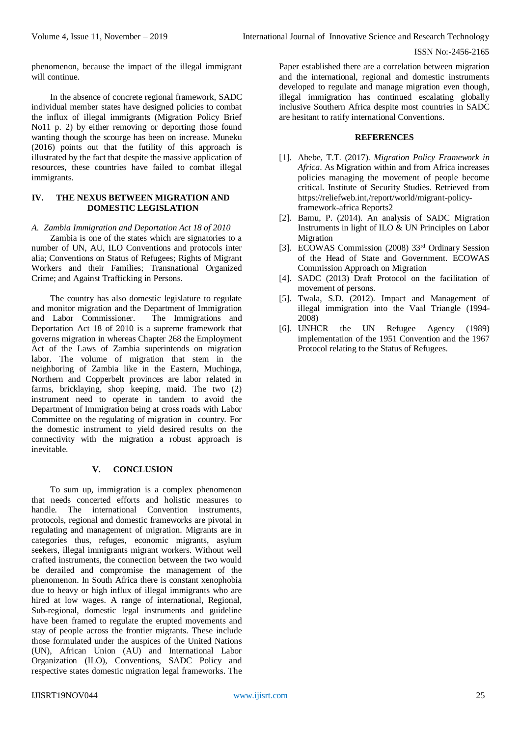phenomenon, because the impact of the illegal immigrant will continue.

In the absence of concrete regional framework, SADC individual member states have designed policies to combat the influx of illegal immigrants (Migration Policy Brief No11 p. 2) by either removing or deporting those found wanting though the scourge has been on increase. Muneku (2016) points out that the futility of this approach is illustrated by the fact that despite the massive application of resources, these countries have failed to combat illegal immigrants.

## IV. THE NEXUS BETWEEN MIGRATION AND DOMESTIC LEGISLATION

### *A. Zambia Immigration and Deportation Act 18 of 2010*

Zambia is one of the states which are signatories to a number of UN, AU, ILO Conventions and protocols inter alia; Conventions on Status of Refugees; Rights of Migrant Workers and their Families; Transnational Organized Crime; and Against Trafficking in Persons.

The country has also domestic legislature to regulate and monitor migration and the Department of Immigration and Labor Commissioner. The Immigrations and Deportation Act 18 of 2010 is a supreme framework that governs migration in whereas Chapter 268 the Employment Act of the Laws of Zambia superintends on migration labor. The volume of migration that stem in the neighboring of Zambia like in the Eastern, Muchinga, Northern and Copperbelt provinces are labor related in farms, bricklaying, shop keeping, maid. The two (2) instrument need to operate in tandem to avoid the Department of Immigration being at cross roads with Labor Committee on the regulating of migration in country. For the domestic instrument to yield desired results on the connectivity with the migration a robust approach is inevitable.

## V. CONCLUSION

To sum up, immigration is a complex phenomenon that needs concerted efforts and holistic measures to handle. The international Convention instruments, protocols, regional and domestic frameworks are pivotal in regulating and management of migration. Migrants are in categories thus, refuges, economic migrants, asylum seekers, illegal immigrants migrant workers. Without well crafted instruments, the connection between the two would be derailed and compromise the management of the phenomenon. In South Africa there is constant xenophobia due to heavy or high influx of illegal immigrants who are hired at low wages. A range of international, Regional, Sub-regional, domestic legal instruments and guideline have been framed to regulate the erupted movements and stay of people across the frontier migrants. These include those formulated under the auspices of the United Nations (UN), African Union (AU) and International Labor Organization (ILO), Conventions, SADC Policy and respective states domestic migration legal frameworks. The Paper established there are a correlation between migration and the international, regional and domestic instruments developed to regulate and manage migration even though, illegal immigration has continued escalating globally inclusive Southern Africa despite most countries in SADC are hesitant to ratify international Conventions.

## REFERENCES

[1]. Abebe, T.T. (2017). *Migration Policy Framework in Africa*. As Migration within and from Africa increases policies managing the movement of people become critical. Institute of Security Studies. Retrieved from https://reliefweb.int,/report/world/migrant-policy-framework-africa Reports2

[2]. Bamu, P. (2014). An analysis of SADC Migration Instruments in light of ILO & UN Principles on Labor Migration

[3]. ECOWAS Commission (2008) 33rd Ordinary Session of the Head of State and Government. ECOWAS Commission Approach on Migration

[4]. SADC (2013) Draft Protocol on the facilitation of movement of persons.

[5]. Twala, S.D. (2012). Impact and Management of illegal immigration into the Vaal Triangle (1994-2008)

[6]. UNHCR the UN Refugee Agency (1989) implementation of the 1951 Convention and the 1967 Protocol relating to the Status of Refugees.